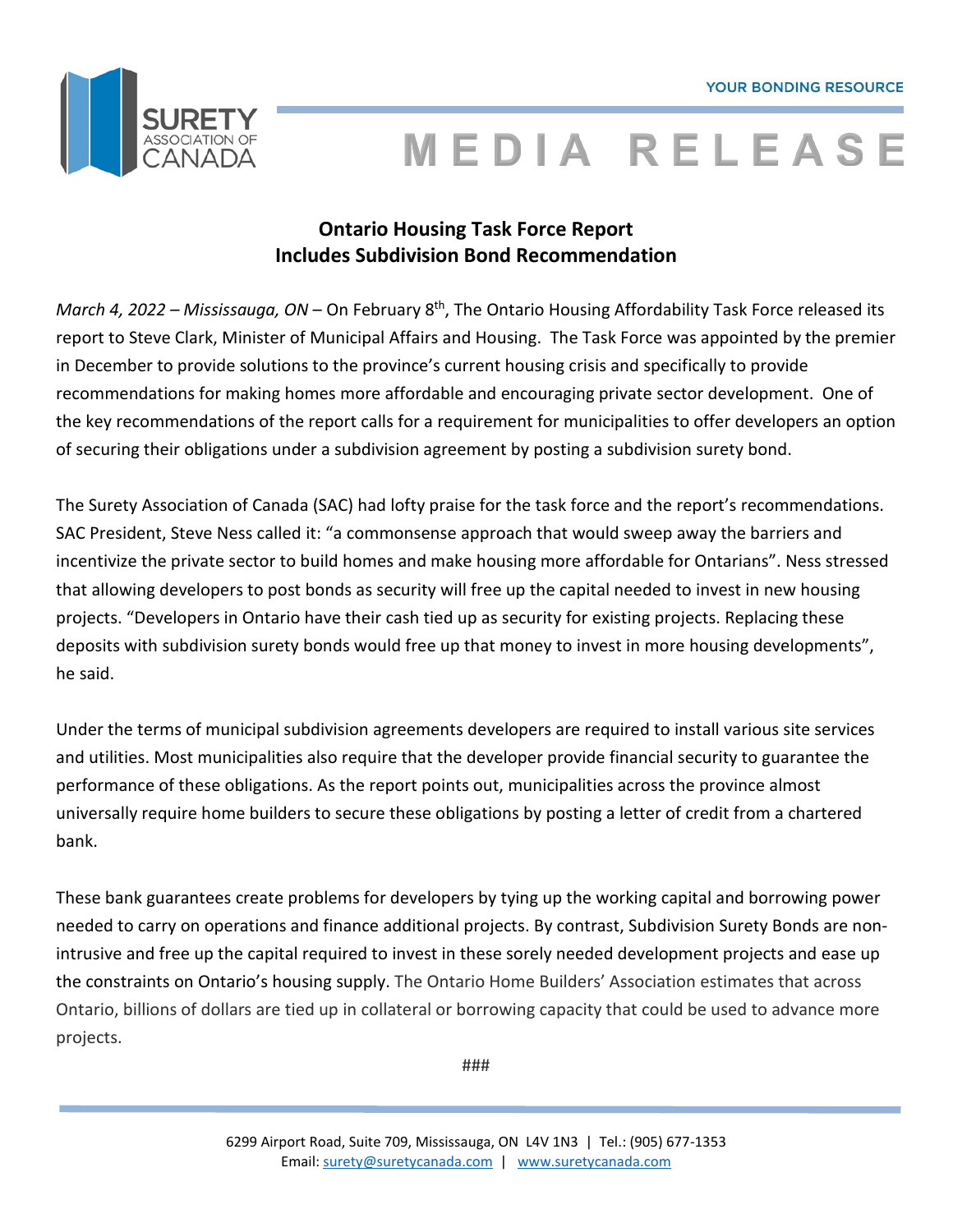SURETY ASSOCIATION OF CANADA

YOUR BONDING RESOURCE

# MEDIA RELEASE

## Ontario Housing Task Force Report Includes Subdivision Bond Recommendation

*March 4, 2022 – Mississauga, ON* – On February 8th, The Ontario Housing Affordability Task Force released its report to Steve Clark, Minister of Municipal Affairs and Housing. The Task Force was appointed by the premier in December to provide solutions to the province's current housing crisis and specifically to provide recommendations for making homes more affordable and encouraging private sector development. One of the key recommendations of the report calls for a requirement for municipalities to offer developers an option of securing their obligations under a subdivision agreement by posting a subdivision surety bond.

The Surety Association of Canada (SAC) had lofty praise for the task force and the report's recommendations. SAC President, Steve Ness called it: "a commonsense approach that would sweep away the barriers and incentivize the private sector to build homes and make housing more affordable for Ontarians". Ness stressed that allowing developers to post bonds as security will free up the capital needed to invest in new housing projects. "Developers in Ontario have their cash tied up as security for existing projects. Replacing these deposits with subdivision surety bonds would free up that money to invest in more housing developments", he said.

Under the terms of municipal subdivision agreements developers are required to install various site services and utilities. Most municipalities also require that the developer provide financial security to guarantee the performance of these obligations. As the report points out, municipalities across the province almost universally require home builders to secure these obligations by posting a letter of credit from a chartered bank.

These bank guarantees create problems for developers by tying up the working capital and borrowing power needed to carry on operations and finance additional projects. By contrast, Subdivision Surety Bonds are non-intrusive and free up the capital required to invest in these sorely needed development projects and ease up the constraints on Ontario's housing supply. The Ontario Home Builders' Association estimates that across Ontario, billions of dollars are tied up in collateral or borrowing capacity that could be used to advance more projects.

###

6299 Airport Road, Suite 709, Mississauga, ON L4V 1N3 | Tel.: (905) 677-1353
Email: surety@suretycanada.com | www.suretycanada.com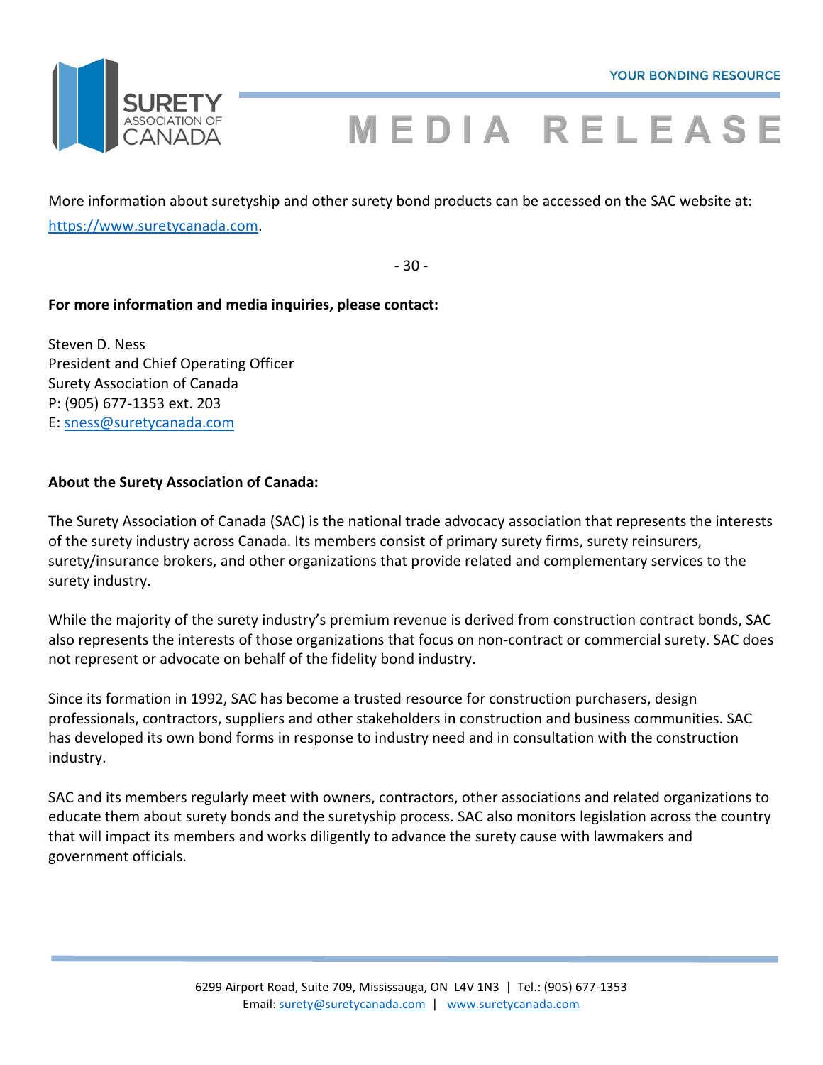More information about suretyship and other surety bond products can be accessed on the SAC website at: https://www.suretycanada.com.

- 30 -

**For more information and media inquiries, please contact:**

Steven D. Ness
President and Chief Operating Officer
Surety Association of Canada
P: (905) 677-1353 ext. 203
E: sness@suretycanada.com

**About the Surety Association of Canada:**

The Surety Association of Canada (SAC) is the national trade advocacy association that represents the interests of the surety industry across Canada. Its members consist of primary surety firms, surety reinsurers, surety/insurance brokers, and other organizations that provide related and complementary services to the surety industry.

While the majority of the surety industry's premium revenue is derived from construction contract bonds, SAC also represents the interests of those organizations that focus on non-contract or commercial surety. SAC does not represent or advocate on behalf of the fidelity bond industry.

Since its formation in 1992, SAC has become a trusted resource for construction purchasers, design professionals, contractors, suppliers and other stakeholders in construction and business communities. SAC has developed its own bond forms in response to industry need and in consultation with the construction industry.

SAC and its members regularly meet with owners, contractors, other associations and related organizations to educate them about surety bonds and the suretyship process. SAC also monitors legislation across the country that will impact its members and works diligently to advance the surety cause with lawmakers and government officials.